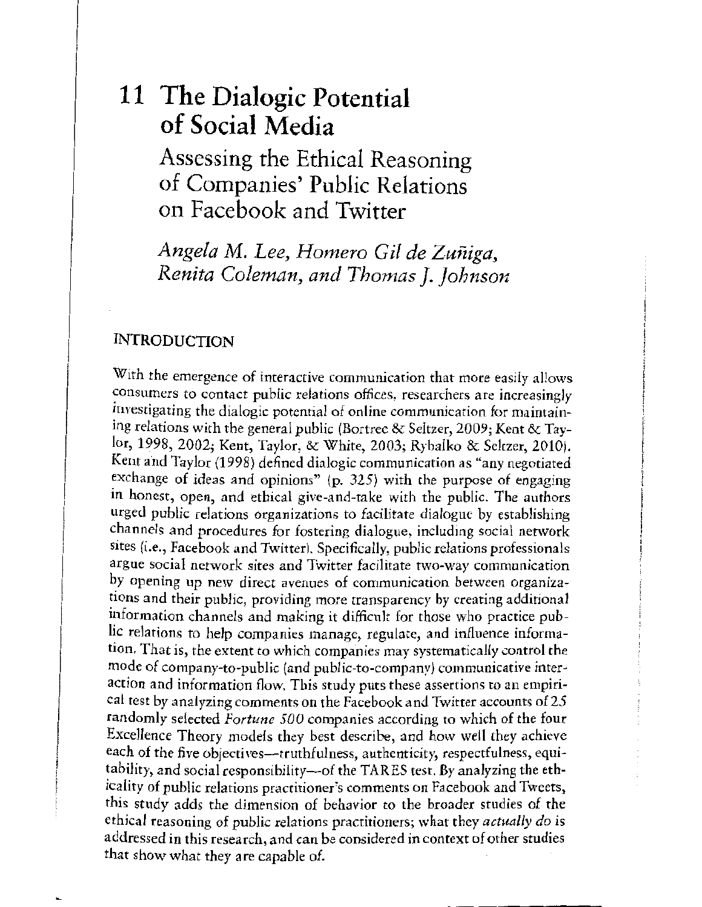# 11 The Dialogic Potential of Social Media

## Assessing the Ethical Reasoning of Companies' Public Relations on Facebook and Twitter

*Angela M. Lee, Homero Gil de Zuñiga, Renita Coleman, and Thomas J. Johnson*

### INTRODUCTION

With the emergence of interactive communication that more easily allows consumers to contact public relations offices, researchers are increasingly investigating the dialogic potential of online communication for maintaining relations with the general public (Bortree & Seltzer, 2009; Kent & Taylor, 1998, 2002; Kent, Taylor, & White, 2003; Rybalko & Seltzer, 2010). Kent and Taylor (1998) defined dialogic communication as "any negotiated exchange of ideas and opinions" (p. 325) with the purpose of engaging in honest, open, and ethical give-and-take with the public. The authors urged public relations organizations to facilitate dialogue by establishing channels and procedures for fostering dialogue, including social network sites (i.e., Facebook and Twitter). Specifically, public relations professionals argue social network sites and Twitter facilitate two-way communication by opening up new direct avenues of communication between organizations and their public, providing more transparency by creating additional information channels and making it difficult for those who practice public relations to help companies manage, regulate, and influence information. That is, the extent to which companies may systematically control the mode of company-to-public (and public-to-company) communicative interaction and information flow. This study puts these assertions to an empirical test by analyzing comments on the Facebook and Twitter accounts of 25 randomly selected *Fortune 500* companies according to which of the four Excellence Theory models they best describe, and how well they achieve each of the five objectives—truthfulness, authenticity, respectfulness, equitability, and social responsibility—of the TARES test. By analyzing the ethicality of public relations practitioner's comments on Facebook and Tweets, this study adds the dimension of behavior to the broader studies of the ethical reasoning of public relations practitioners; what they *actually do* is addressed in this research, and can be considered in context of other studies that show what they are capable of.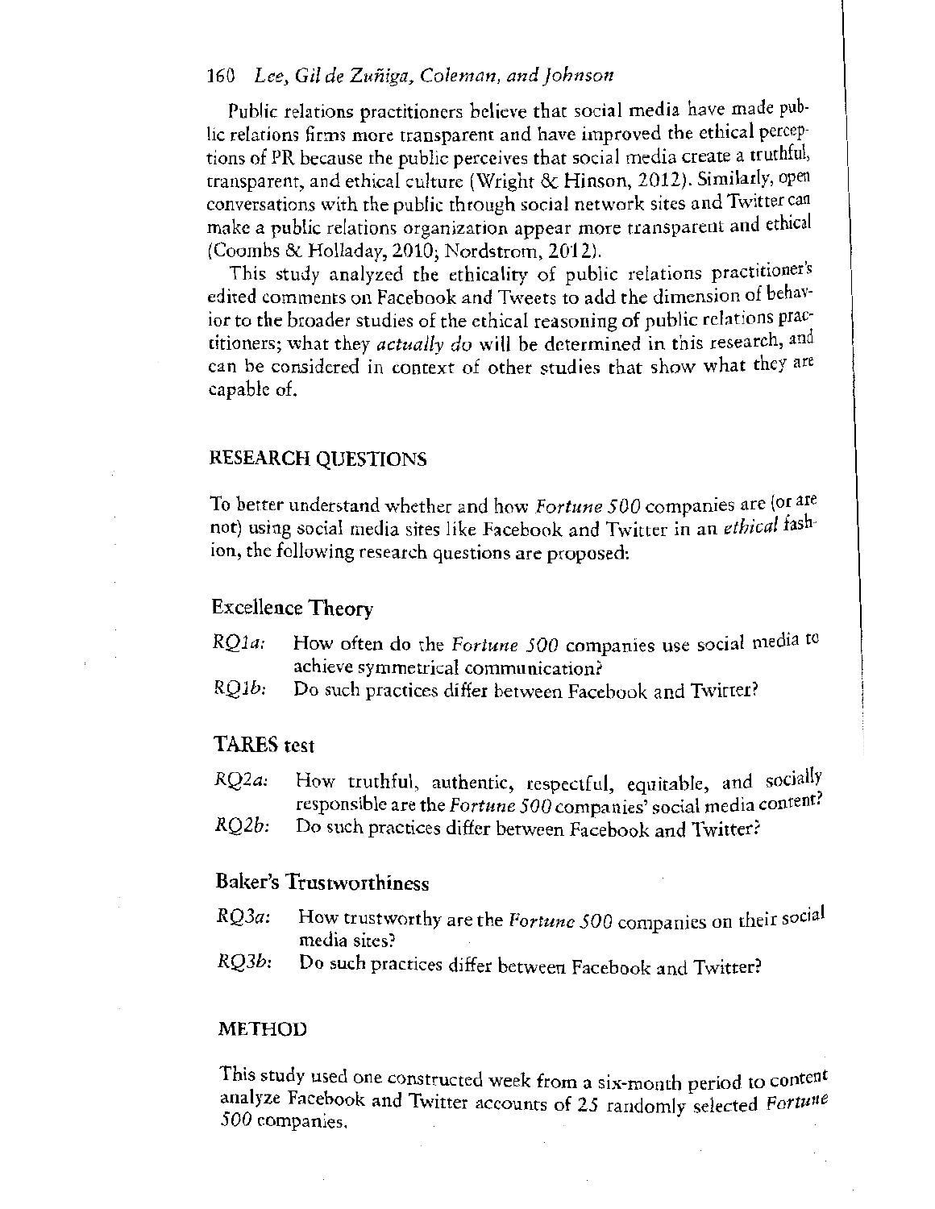Public relations practitioners believe that social media have made public relations firms more transparent and have improved the ethical perceptions of PR because the public perceives that social media create a truthful, transparent, and ethical culture (Wright & Hinson, 2012). Similarly, open conversations with the public through social network sites and Twitter can make a public relations organization appear more transparent and ethical (Coombs & Holladay, 2010; Nordstrom, 2012).

This study analyzed the ethicality of public relations practitioner's edited comments on Facebook and Tweets to add the dimension of behavior to the broader studies of the ethical reasoning of public relations practitioners; what they *actually do* will be determined in this research, and can be considered in context of other studies that show what they are capable of.

## RESEARCH QUESTIONS

To better understand whether and how *Fortune 500* companies are (or are not) using social media sites like Facebook and Twitter in an *ethical* fashion, the following research questions are proposed:

### Excellence Theory

*RQ1a:* How often do the *Fortune 500* companies use social media to achieve symmetrical communication?

*RQ1b:* Do such practices differ between Facebook and Twitter?

### TARES test

*RQ2a:* How truthful, authentic, respectful, equitable, and socially responsible are the *Fortune 500* companies' social media content?

*RQ2b:* Do such practices differ between Facebook and Twitter?

### Baker's Trustworthiness

*RQ3a:* How trustworthy are the *Fortune 500* companies on their social media sites?

*RQ3b:* Do such practices differ between Facebook and Twitter?

## METHOD

This study used one constructed week from a six-month period to content analyze Facebook and Twitter accounts of 25 randomly selected *Fortune 500* companies.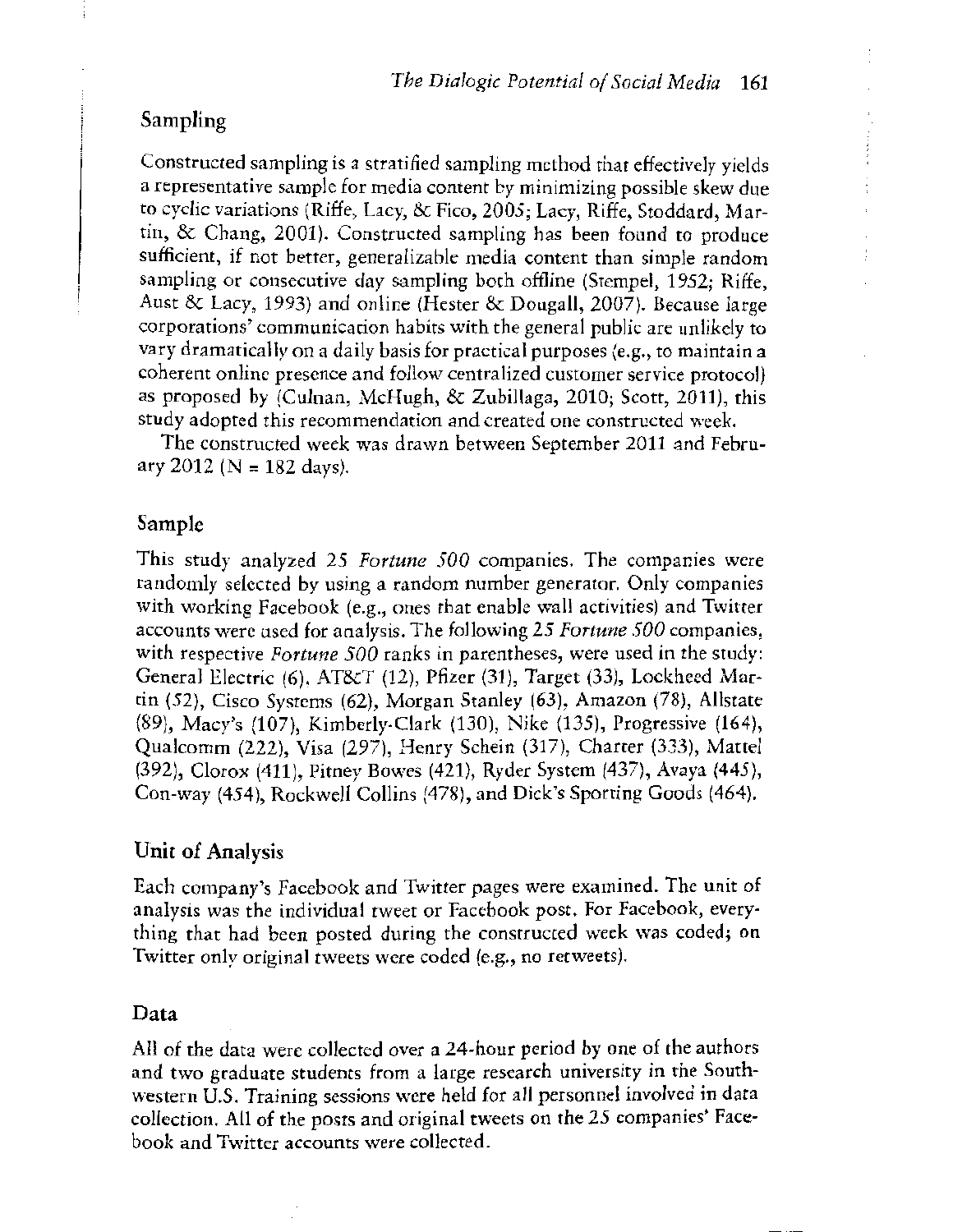## Sampling

Constructed sampling is a stratified sampling method that effectively yields a representative sample for media content by minimizing possible skew due to cyclic variations (Riffe, Lacy, & Fico, 2005; Lacy, Riffe, Stoddard, Martin, & Chang, 2001). Constructed sampling has been found to produce sufficient, if not better, generalizable media content than simple random sampling or consecutive day sampling both offline (Stempel, 1952; Riffe, Aust & Lacy, 1993) and online (Hester & Dougall, 2007). Because large corporations' communication habits with the general public are unlikely to vary dramatically on a daily basis for practical purposes (e.g., to maintain a coherent online presence and follow centralized customer service protocol) as proposed by (Culnan, McHugh, & Zubillaga, 2010; Scott, 2011), this study adopted this recommendation and created one constructed week.

The constructed week was drawn between September 2011 and February 2012 (N = 182 days).

## Sample

This study analyzed 25 *Fortune 500* companies. The companies were randomly selected by using a random number generator. Only companies with working Facebook (e.g., ones that enable wall activities) and Twitter accounts were used for analysis. The following 25 *Fortune 500* companies, with respective *Fortune 500* ranks in parentheses, were used in the study: General Electric (6), AT&T (12), Pfizer (31), Target (33), Lockheed Martin (52), Cisco Systems (62), Morgan Stanley (63), Amazon (78), Allstate (89), Macy's (107), Kimberly-Clark (130), Nike (135), Progressive (164), Qualcomm (222), Visa (297), Henry Schein (317), Charter (333), Mattel (392), Clorox (411), Pitney Bowes (421), Ryder System (437), Avaya (445), Con-way (454), Rockwell Collins (478), and Dick's Sporting Goods (464).

## Unit of Analysis

Each company's Facebook and Twitter pages were examined. The unit of analysis was the individual tweet or Facebook post. For Facebook, everything that had been posted during the constructed week was coded; on Twitter only original tweets were coded (e.g., no retweets).

## Data

All of the data were collected over a 24-hour period by one of the authors and two graduate students from a large research university in the Southwestern U.S. Training sessions were held for all personnel involved in data collection. All of the posts and original tweets on the 25 companies' Facebook and Twitter accounts were collected.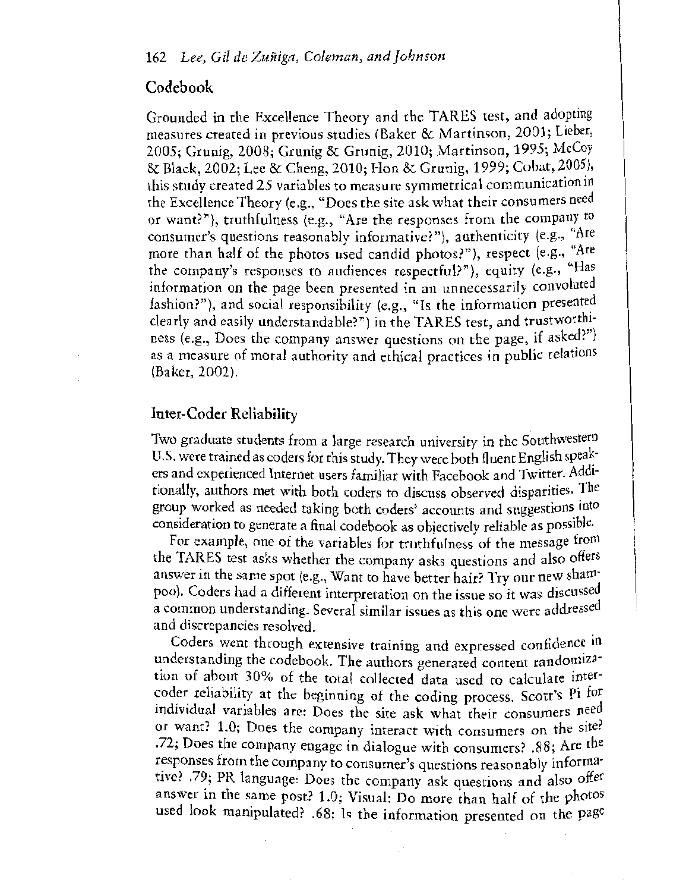## Codebook

Grounded in the Excellence Theory and the TARES test, and adopting measures created in previous studies (Baker & Martinson, 2001; Lieber, 2005; Grunig, 2008; Grunig & Grunig, 2010; Martinson, 1995; McCoy & Black, 2002; Lee & Cheng, 2010; Hon & Grunig, 1999; Cobat, 2005), this study created 25 variables to measure symmetrical communication in the Excellence Theory (e.g., "Does the site ask what their consumers need or want?"), truthfulness (e.g., "Are the responses from the company to consumer's questions reasonably informative?"), authenticity (e.g., "Are more than half of the photos used candid photos?"), respect (e.g., "Are the company's responses to audiences respectful?"), equity (e.g., "Has information on the page been presented in an unnecessarily convoluted fashion?"), and social responsibility (e.g., "Is the information presented clearly and easily understandable?") in the TARES test, and trustworthiness (e.g., Does the company answer questions on the page, if asked?") as a measure of moral authority and ethical practices in public relations (Baker, 2002).

## Inter-Coder Reliability

Two graduate students from a large research university in the Southwestern U.S. were trained as coders for this study. They were both fluent English speakers and experienced Internet users familiar with Facebook and Twitter. Additionally, authors met with both coders to discuss observed disparities. The group worked as needed taking both coders' accounts and suggestions into consideration to generate a final codebook as objectively reliable as possible.

For example, one of the variables for truthfulness of the message from the TARES test asks whether the company asks questions and also offers answer in the same spot (e.g., Want to have better hair? Try our new shampoo). Coders had a different interpretation on the issue so it was discussed a common understanding. Several similar issues as this one were addressed and discrepancies resolved.

Coders went through extensive training and expressed confidence in understanding the codebook. The authors generated content randomization of about 30% of the total collected data used to calculate intercoder reliability at the beginning of the coding process. Scott's Pi for individual variables are: Does the site ask what their consumers need or want? 1.0; Does the company interact with consumers on the site? .72; Does the company engage in dialogue with consumers? .88; Are the responses from the company to consumer's questions reasonably informative? .79; PR language: Does the company ask questions and also offer answer in the same post? 1.0; Visual: Do more than half of the photos used look manipulated? .68; Is the information presented on the page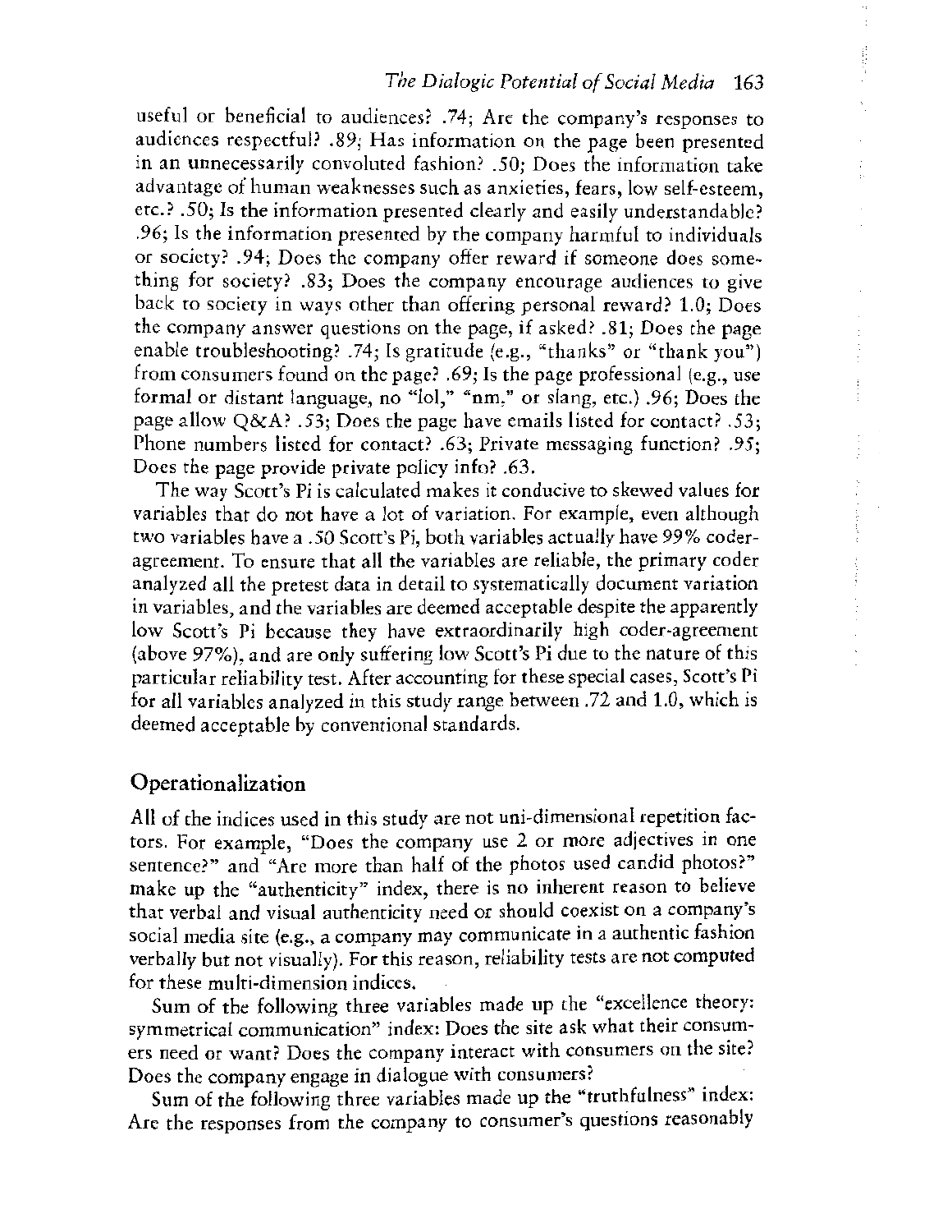useful or beneficial to audiences? .74; Are the company's responses to audiences respectful? .89; Has information on the page been presented in an unnecessarily convoluted fashion? .50; Does the information take advantage of human weaknesses such as anxieties, fears, low self-esteem, etc.? .50; Is the information presented clearly and easily understandable? .96; Is the information presented by the company harmful to individuals or society? .94; Does the company offer reward if someone does something for society? .83; Does the company encourage audiences to give back to society in ways other than offering personal reward? 1.0; Does the company answer questions on the page, if asked? .81; Does the page enable troubleshooting? .74; Is gratitude (e.g., "thanks" or "thank you") from consumers found on the page? .69; Is the page professional (e.g., use formal or distant language, no "lol," "nm," or slang, etc.) .96; Does the page allow Q&A? .53; Does the page have emails listed for contact? .53; Phone numbers listed for contact? .63; Private messaging function? .95; Does the page provide private policy info? .63.

The way Scott's Pi is calculated makes it conducive to skewed values for variables that do not have a lot of variation. For example, even although two variables have a .50 Scott's Pi, both variables actually have 99% coder-agreement. To ensure that all the variables are reliable, the primary coder analyzed all the pretest data in detail to systematically document variation in variables, and the variables are deemed acceptable despite the apparently low Scott's Pi because they have extraordinarily high coder-agreement (above 97%), and are only suffering low Scott's Pi due to the nature of this particular reliability test. After accounting for these special cases, Scott's Pi for all variables analyzed in this study range between .72 and 1.0, which is deemed acceptable by conventional standards.

## Operationalization

All of the indices used in this study are not uni-dimensional repetition factors. For example, "Does the company use 2 or more adjectives in one sentence?" and "Are more than half of the photos used candid photos?" make up the "authenticity" index, there is no inherent reason to believe that verbal and visual authenticity need or should coexist on a company's social media site (e.g., a company may communicate in a authentic fashion verbally but not visually). For this reason, reliability tests are not computed for these multi-dimension indices.

Sum of the following three variables made up the "excellence theory: symmetrical communication" index: Does the site ask what their consumers need or want? Does the company interact with consumers on the site? Does the company engage in dialogue with consumers?

Sum of the following three variables made up the "truthfulness" index: Are the responses from the company to consumer's questions reasonably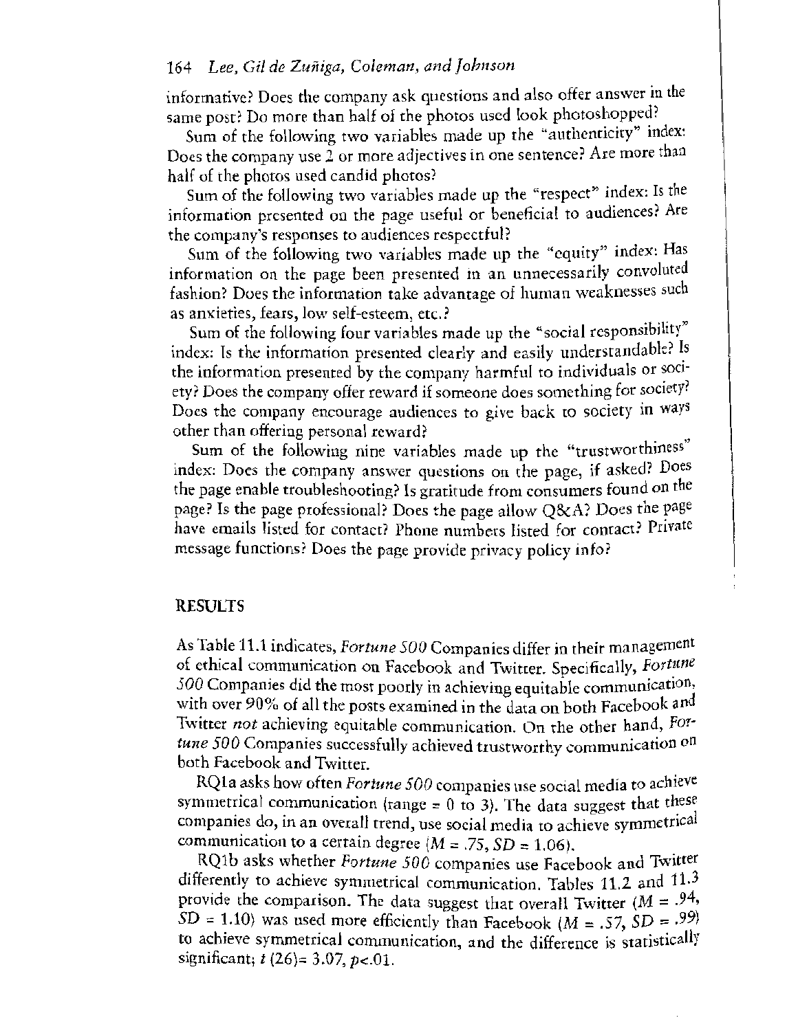informative? Does the company ask questions and also offer answer in the same post? Do more than half of the photos used look photoshopped?

Sum of the following two variables made up the "authenticity" index: Does the company use 2 or more adjectives in one sentence? Are more than half of the photos used candid photos?

Sum of the following two variables made up the "respect" index: Is the information presented on the page useful or beneficial to audiences? Are the company's responses to audiences respectful?

Sum of the following two variables made up the "equity" index: Has information on the page been presented in an unnecessarily convoluted fashion? Does the information take advantage of human weaknesses such as anxieties, fears, low self-esteem, etc.?

Sum of the following four variables made up the "social responsibility" index: Is the information presented clearly and easily understandable? Is the information presented by the company harmful to individuals or society? Does the company offer reward if someone does something for society? Does the company encourage audiences to give back to society in ways other than offering personal reward?

Sum of the following nine variables made up the "trustworthiness" index: Does the company answer questions on the page, if asked? Does the page enable troubleshooting? Is gratitude from consumers found on the page? Is the page professional? Does the page allow Q&A? Does the page have emails listed for contact? Phone numbers listed for contact? Private message functions? Does the page provide privacy policy info?

## RESULTS

As Table 11.1 indicates, *Fortune 500* Companies differ in their management of ethical communication on Facebook and Twitter. Specifically, *Fortune 500* Companies did the most poorly in achieving equitable communication, with over 90% of all the posts examined in the data on both Facebook and Twitter *not* achieving equitable communication. On the other hand, *Fortune 500* Companies successfully achieved trustworthy communication on both Facebook and Twitter.

RQ1a asks how often *Fortune 500* companies use social media to achieve symmetrical communication (range = 0 to 3). The data suggest that these companies do, in an overall trend, use social media to achieve symmetrical communication to a certain degree ($M = .75$, $SD = 1.06$).

RQ1b asks whether *Fortune 500* companies use Facebook and Twitter differently to achieve symmetrical communication. Tables 11.2 and 11.3 provide the comparison. The data suggest that overall Twitter ($M = .94$, $SD = 1.10$) was used more efficiently than Facebook ($M = .57$, $SD = .99$) to achieve symmetrical communication, and the difference is statistically significant; $t(26) = 3.07$, $p < .01$.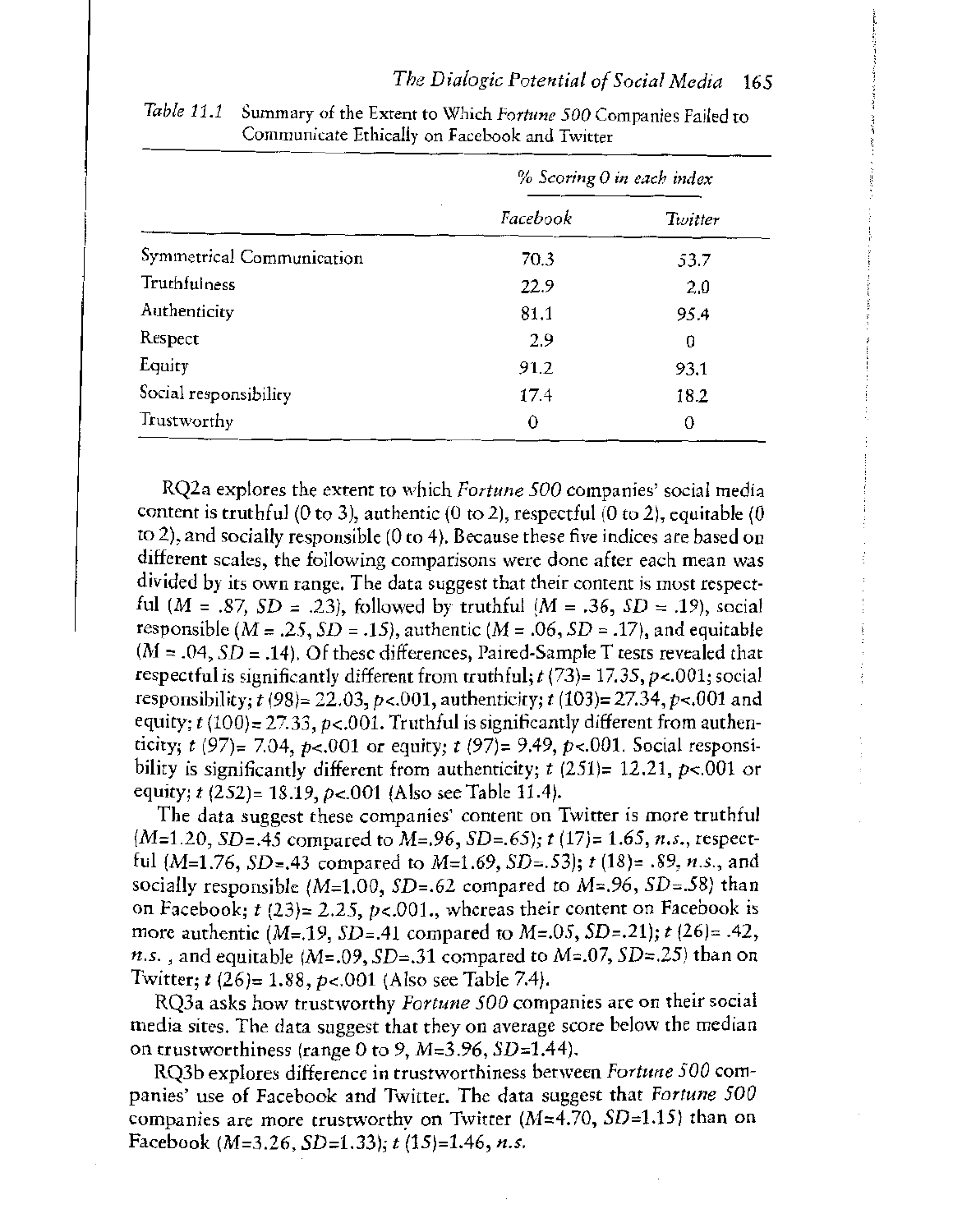*Table 11.1* Summary of the Extent to Which *Fortune 500* Companies Failed to Communicate Ethically on Facebook and Twitter

| | % Scoring 0 in each index | |
|---|---|---|
| | *Facebook* | *Twitter* |
| Symmetrical Communication | 70.3 | 53.7 |
| Truthfulness | 22.9 | 2.0 |
| Authenticity | 81.1 | 95.4 |
| Respect | 2.9 | 0 |
| Equity | 91.2 | 93.1 |
| Social responsibility | 17.4 | 18.2 |
| Trustworthy | 0 | 0 |

RQ2a explores the extent to which *Fortune 500* companies' social media content is truthful (0 to 3), authentic (0 to 2), respectful (0 to 2), equitable (0 to 2), and socially responsible (0 to 4). Because these five indices are based on different scales, the following comparisons were done after each mean was divided by its own range. The data suggest that their content is most respectful ($M = .87$, $SD = .23$), followed by truthful ($M = .36$, $SD = .19$), social responsible ($M = .25$, $SD = .15$), authentic ($M = .06$, $SD = .17$), and equitable ($M = .04$, $SD = .14$). Of these differences, Paired-Sample T tests revealed that respectful is significantly different from truthful; $t\ (73) = 17.35, p < .001$; social responsibility; $t\ (98) = 22.03, p < .001$, authenticity; $t\ (103) = 27.34, p < .001$ and equity; $t\ (100) = 27.33, p < .001$. Truthful is significantly different from authenticity; $t\ (97) = 7.04, p < .001$ or equity; $t\ (97) = 9.49, p < .001$. Social responsibility is significantly different from authenticity; $t\ (251) = 12.21, p < .001$ or equity; $t\ (252) = 18.19, p < .001$ (Also see Table 11.4).

The data suggest these companies' content on Twitter is more truthful ($M = 1.20$, $SD = .45$ compared to $M = .96$, $SD = .65$); $t\ (17) = 1.65$, *n.s.*, respectful ($M = 1.76$, $SD = .43$ compared to $M = 1.69$, $SD = .53$); $t\ (18) = .89$, *n.s.*, and socially responsible ($M = 1.00$, $SD = .62$ compared to $M = .96$, $SD = .58$) than on Facebook; $t\ (23) = 2.25, p < .001$., whereas their content on Facebook is more authentic ($M = .19$, $SD = .41$ compared to $M = .05$, $SD = .21$); $t\ (26) = .42$, *n.s.* , and equitable ($M = .09$, $SD = .31$ compared to $M = .07$, $SD = .25$) than on Twitter; $t\ (26) = 1.88, p < .001$ (Also see Table 7.4).

RQ3a asks how trustworthy *Fortune 500* companies are on their social media sites. The data suggest that they on average score below the median on trustworthiness (range 0 to 9, $M = 3.96$, $SD = 1.44$).

RQ3b explores difference in trustworthiness between *Fortune 500* companies' use of Facebook and Twitter. The data suggest that *Fortune 500* companies are more trustworthy on Twitter ($M = 4.70$, $SD = 1.15$) than on Facebook ($M = 3.26$, $SD = 1.33$); $t\ (15) = 1.46$, *n.s.*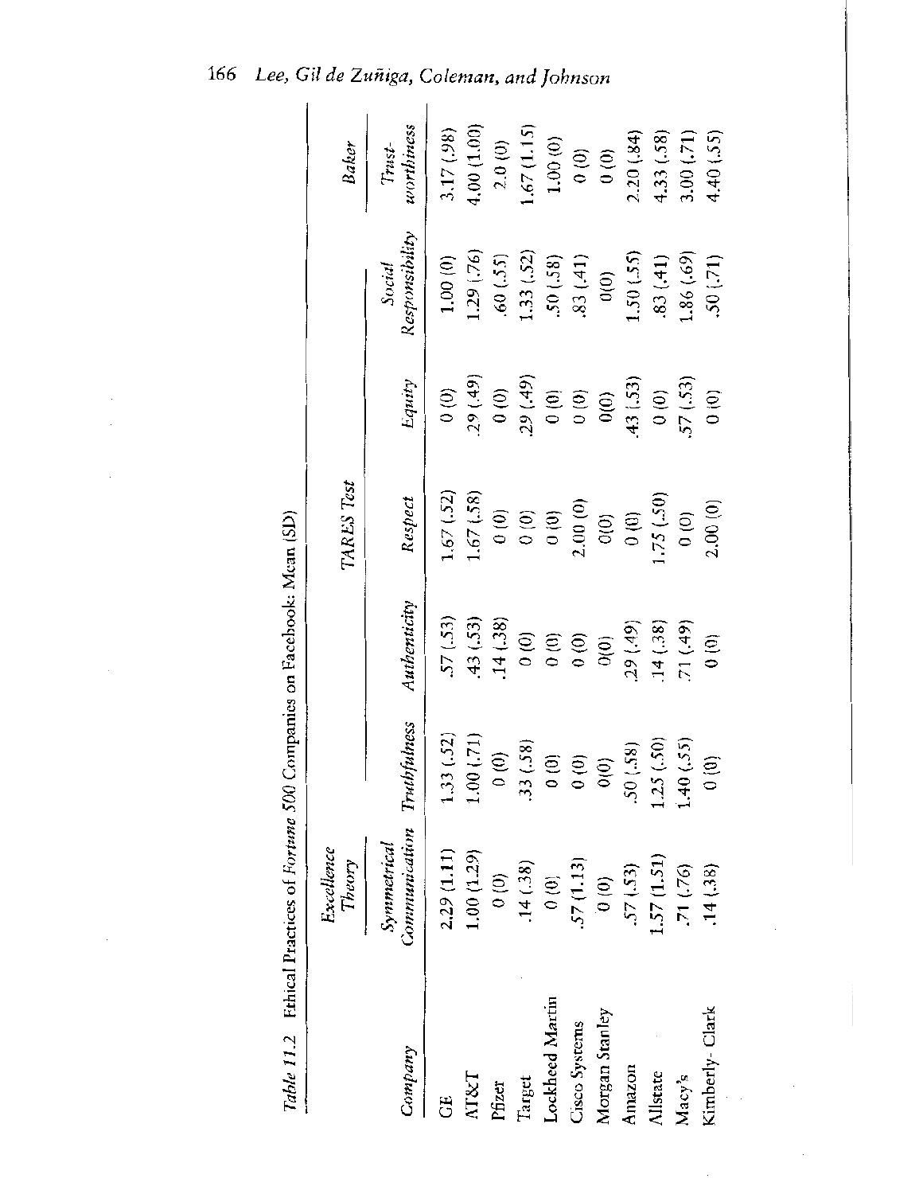*Table 11.2* Ethical Practices of *Fortune 500* Companies on Facebook: Mean (SD)

| Company | *Excellence Theory* | *TARES Test* | | | | | *Baker* |
|---|---|---|---|---|---|---|---|
| | *Symmetrical Communication* | *Truthfulness* | *Authenticity* | *Respect* | *Equity* | *Social Responsibility* | *Trust-worthiness* |
| GE | 2.29 (1.11) | 1.33 (.52) | .57 (.53) | 1.67 (.52) | 0 (0) | 1.00 (0) | 3.17 (.98) |
| AT&T | 1.00 (1.29) | 1.00 (.71) | .43 (.53) | 1.67 (.58) | .29 (.49) | 1.29 (.76) | 4.00 (1.00) |
| Pfizer | 0 (0) | 0 (0) | .14 (.38) | 0 (0) | 0 (0) | .60 (.55) | 2.0 (0) |
| Target | .14 (.38) | .33 (.58) | 0 (0) | 0 (0) | .29 (.49) | 1.33 (.52) | 1.67 (1.15) |
| Lockheed Martin | 0 (0) | 0 (0) | 0 (0) | 0 (0) | 0 (0) | .50 (.58) | 1.00 (0) |
| Cisco Systems | .57 (1.13) | 0 (0) | 0 (0) | 2.00 (0) | 0 (0) | .83 (.41) | 0 (0) |
| Morgan Stanley | 0 (0) | 0(0) | 0(0) | 0(0) | 0(0) | 0(0) | 0 (0) |
| Amazon | .57 (.53) | .50 (.58) | .29 (.49) | 0 (0) | .43 (.53) | 1.50 (.55) | 2.20 (.84) |
| Allstate | 1.57 (1.51) | 1.25 (.50) | .14 (.38) | 1.75 (.50) | 0 (0) | .83 (.41) | 4.33 (.58) |
| Macy's | .71 (.76) | 1.40 (.55) | .71 (.49) | 0 (0) | .57 (.53) | 1.86 (.69) | 3.00 (.71) |
| Kimberly-Clark | .14 (.38) | 0 (0) | 0 (0) | 2.00 (0) | 0 (0) | .50 (.71) | 4.40 (.55) |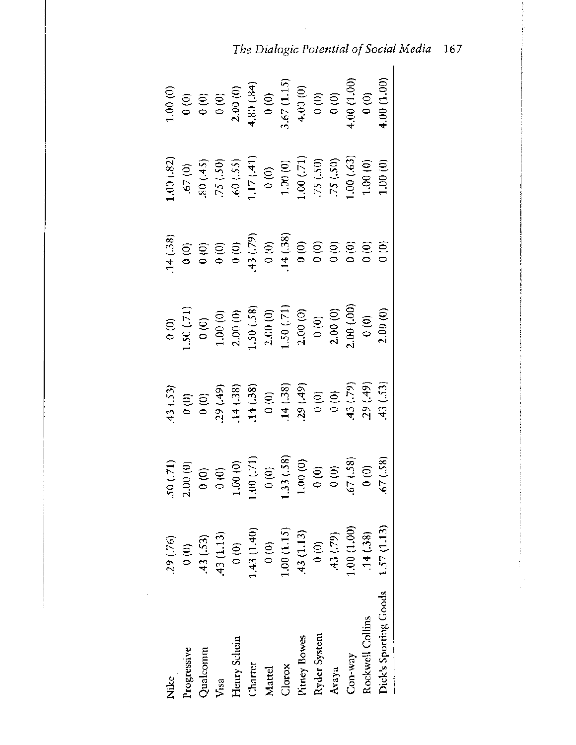| | | | | | | | |
|---|---|---|---|---|---|---|---|
| Nike | .29 (.76) | .50 (.71) | .43 (.53) | 0 (0) | .14 (.38) | 1.00 (.82) | 1.00 (0) |
| Progressive | 0 (0) | 2.00 (0) | 0 (0) | 1.50 (.71) | 0 (0) | .67 (0) | 0 (0) |
| Qualcomm | .43 (.53) | 0 (0) | 0 (0) | 0 (0) | 0 (0) | .80 (.45) | 0 (0) |
| Visa | .43 (1.13) | 0 (0) | .29 (.49) | 1.00 (0) | 0 (0) | .75 (.50) | 0 (0) |
| Henry Schein | 0 (0) | 1.00 (0) | .14 (.38) | 2.00 (0) | 0 (0) | .60 (.55) | 2.00 (0) |
| Charter | 1.43 (1.40) | 1.00 (.71) | .14 (.38) | 1.50 (.58) | .43 (.79) | 1.17 (.41) | 4.80 (.84) |
| Mattel | 0 (0) | 0 (0) | 0 (0) | 2.00 (0) | 0 (0) | 0 (0) | 0 (0) |
| Clorox | 1.00 (1.15) | 1.33 (.58) | .14 (.38) | 1.50 (.71) | .14 (.38) | 1.00 (0) | 3.67 (1.15) |
| Pitney Bowes | .43 (1.13) | 1.00 (0) | .29 (.49) | 2.00 (0) | 0 (0) | 1.00 (.71) | 4.00 (0) |
| Ryder System | 0 (0) | 0 (0) | 0 (0) | 0 (0) | 0 (0) | .75 (.50) | 0 (0) |
| Avaya | .43 (.79) | 0 (0) | 0 (0) | 2.00 (0) | 0 (0) | .75 (.50) | 0 (0) |
| Con-way | 1.00 (1.00) | .67 (.58) | .43 (.79) | 2.00 (.00) | 0 (0) | 1.00 (.63) | 4.00 (1.00) |
| Rockwell Collins | .14 (.38) | 0 (0) | .29 (.49) | 0 (0) | 0 (0) | 1.00 (0) | 0 (0) |
| Dick's Sporting Goods | 1.57 (1.13) | .67 (.58) | .43 (.53) | 2.00 (0) | 0 (0) | 1.00 (0) | 4.00 (1.00) |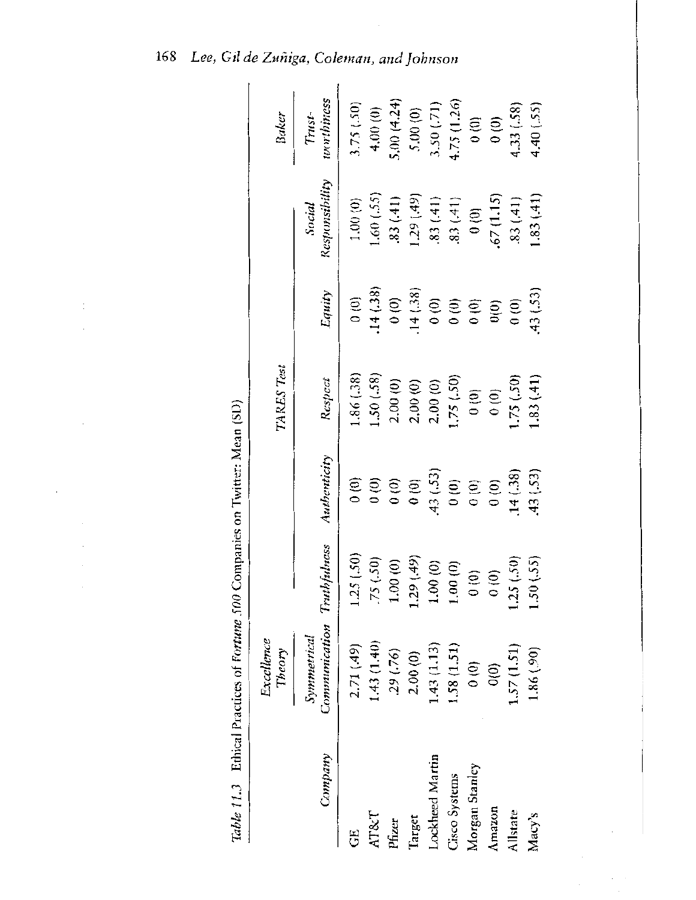*Table 11.3* Ethical Practices of *Fortune 500* Companies on Twitter: Mean (SD)

| Company | *Excellence Theory* | *TARES Test* | | | | | *Baker* |
|---|---|---|---|---|---|---|---|
| | *Symmetrical Communication* | *Truthfulness* | *Authenticity* | *Respect* | *Equity* | *Social Responsibility* | *Trust-worthiness* |
| GE | 2.71 (.49) | 1.25 (.50) | 0 (0) | 1.86 (.38) | 0 (0) | 1.00 (0) | 3.75 (.50) |
| AT&T | 1.43 (1.40) | .75 (.50) | 0 (0) | 1.50 (.58) | .14 (.38) | 1.60 (.55) | 4.00 (0) |
| Pfizer | .29 (.76) | 1.00 (0) | 0 (0) | 2.00 (0) | 0 (0) | .83 (.41) | 5.00 (4.24) |
| Target | 2.00 (0) | 1.29 (.49) | 0 (0) | 2.00 (0) | .14 (.38) | 1.29 (.49) | 5.00 (0) |
| Lockheed Martin | 1.43 (1.13) | 1.00 (0) | .43 (.53) | 2.00 (0) | 0 (0) | .83 (.41) | 3.50 (.71) |
| Cisco Systems | 1.58 (1.51) | 1.00 (0) | 0 (0) | 1.75 (.50) | 0 (0) | .83 (.41) | 4.75 (1.26) |
| Morgan Stanley | 0 (0) | 0 (0) | 0 (0) | 0 (0) | 0 (0) | 0 (0) | 0 (0) |
| Amazon | 0(0) | 0 (0) | 0 (0) | 0 (0) | 0(0) | .67 (1.15) | 0 (0) |
| Allstate | 1.57 (1.51) | 1.25 (.50) | .14 (.38) | 1.75 (.50) | 0 (0) | .83 (.41) | 4.33 (.58) |
| Macy's | 1.86 (.90) | 1.50 (.55) | .43 (.53) | 1.83 (.41) | .43 (.53) | 1.83 (.41) | 4.40 (.55) |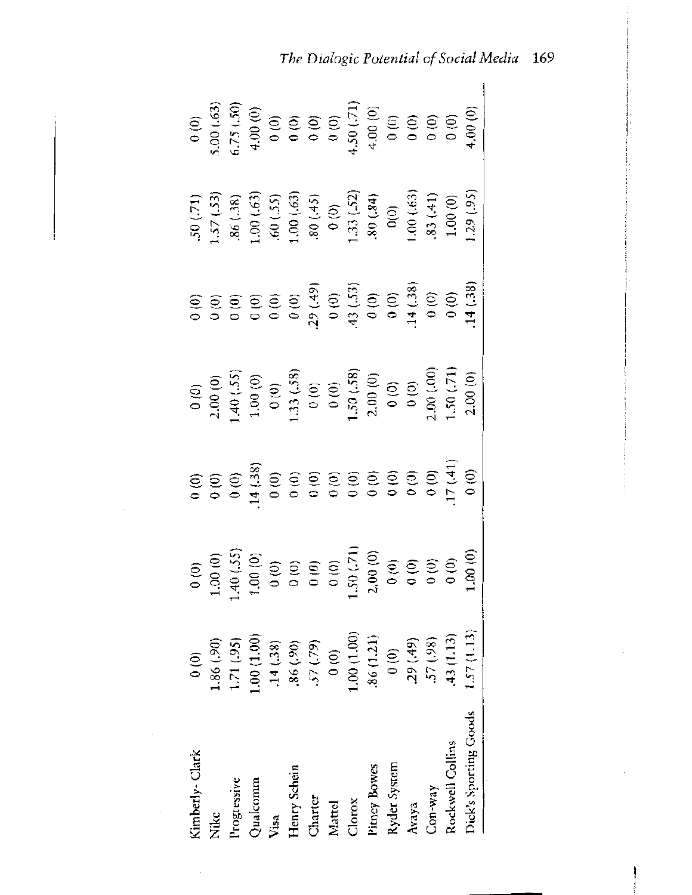| | | | | | | | |
|---|---|---|---|---|---|---|---|
| Kimberly-Clark | 0 (0) | 0 (0) | 0 (0) | 0 (0) | 0 (0) | .50 (.71) | 0 (0) |
| Nike | 1.86 (.90) | 1.00 (0) | 0 (0) | 2.00 (0) | 0 (0) | 1.57 (.53) | 5.00 (.63) |
| Progressive | 1.71 (.95) | 1.40 (.55) | 0 (0) | 1.40 (.55) | 0 (0) | .86 (.38) | 6.75 (.50) |
| Qualcomm | 1.00 (1.00) | 1.00 (0) | .14 (.38) | 1.00 (0) | 0 (0) | 1.00 (.63) | 4.00 (0) |
| Visa | .14 (.38) | 0 (0) | 0 (0) | 0 (0) | 0 (0) | .60 (.55) | 0 (0) |
| Henry Schein | .86 (.90) | 0 (0) | 0 (0) | 1.33 (.58) | 0 (0) | 1.00 (.63) | 0 (0) |
| Charter | .57 (.79) | 0 (0) | 0 (0) | 0 (0) | .29 (.49) | .80 (.45) | 0 (0) |
| Mattel | 0 (0) | 0 (0) | 0 (0) | 0 (0) | 0 (0) | 0 (0) | 0 (0) |
| Clorox | 1.00 (1.00) | 1.50 (.71) | 0 (0) | 1.50 (.58) | .43 (.53) | 1.33 (.52) | 4.50 (.71) |
| Pitney Bowes | .86 (1.21) | 2.00 (0) | 0 (0) | 2.00 (0) | 0 (0) | .80 (.84) | 4.00 (0) |
| Ryder System | 0 (0) | 0 (0) | 0 (0) | 0 (0) | 0 (0) | 0(0) | 0 (0) |
| Avaya | .29 (.49) | 0 (0) | 0 (0) | 0 (0) | .14 (.38) | 1.00 (.63) | 0 (0) |
| Con-way | .57 (.98) | 0 (0) | 0 (0) | 2.00 (.00) | 0 (0) | .83 (.41) | 0 (0) |
| Rockwell Collins | .43 (1.13) | 0 (0) | .17 (.41) | 1.50 (.71) | 0 (0) | 1.00 (0) | 0 (0) |
| Dick's Sporting Goods | 1.57 (1.13) | 1.00 (0) | 0 (0) | 2.00 (0) | .14 (.38) | 1.29 (.95) | 4.00 (0) |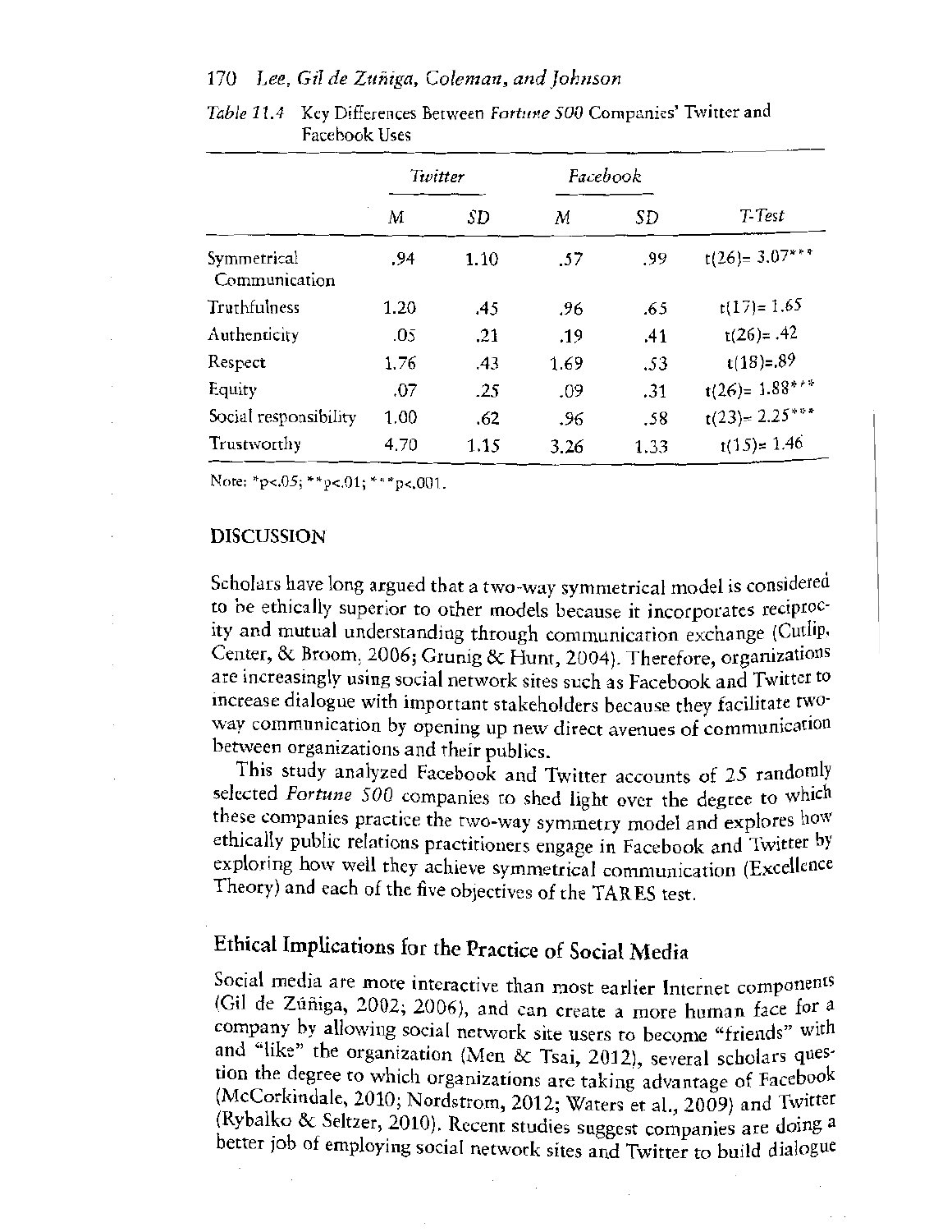*Table 11.4* Key Differences Between *Fortune 500* Companies' Twitter and Facebook Uses

| | *Twitter* | | *Facebook* | | |
|---|---|---|---|---|---|
| | *M* | *SD* | *M* | *SD* | *T-Test* |
| Symmetrical Communication | .94 | 1.10 | .57 | .99 | $t(26) = 3.07^{***}$ |
| Truthfulness | 1.20 | .45 | .96 | .65 | $t(17) = 1.65$ |
| Authenticity | .05 | .21 | .19 | .41 | $t(26) = .42$ |
| Respect | 1.76 | .43 | 1.69 | .53 | $t(18) = .89$ |
| Equity | .07 | .25 | .09 | .31 | $t(26) = 1.88^{***}$ |
| Social responsibility | 1.00 | .62 | .96 | .58 | $t(23) = 2.25^{***}$ |
| Trustworthy | 4.70 | 1.15 | 3.26 | 1.33 | $t(15) = 1.46$ |

Note: $^{*}p<.05$; $^{**}p<.01$; $^{***}p<.001$.

## DISCUSSION

Scholars have long argued that a two-way symmetrical model is considered to be ethically superior to other models because it incorporates reciprocity and mutual understanding through communication exchange (Cutlip, Center, & Broom, 2006; Grunig & Hunt, 2004). Therefore, organizations are increasingly using social network sites such as Facebook and Twitter to increase dialogue with important stakeholders because they facilitate two-way communication by opening up new direct avenues of communication between organizations and their publics.

This study analyzed Facebook and Twitter accounts of 25 randomly selected *Fortune 500* companies to shed light over the degree to which these companies practice the two-way symmetry model and explores how ethically public relations practitioners engage in Facebook and Twitter by exploring how well they achieve symmetrical communication (Excellence Theory) and each of the five objectives of the TARES test.

### Ethical Implications for the Practice of Social Media

Social media are more interactive than most earlier Internet components (Gil de Zúñiga, 2002; 2006), and can create a more human face for a company by allowing social network site users to become "friends" with and "like" the organization (Men & Tsai, 2012), several scholars question the degree to which organizations are taking advantage of Facebook (McCorkindale, 2010; Nordstrom, 2012; Waters et al., 2009) and Twitter (Rybalko & Seltzer, 2010). Recent studies suggest companies are doing a better job of employing social network sites and Twitter to build dialogue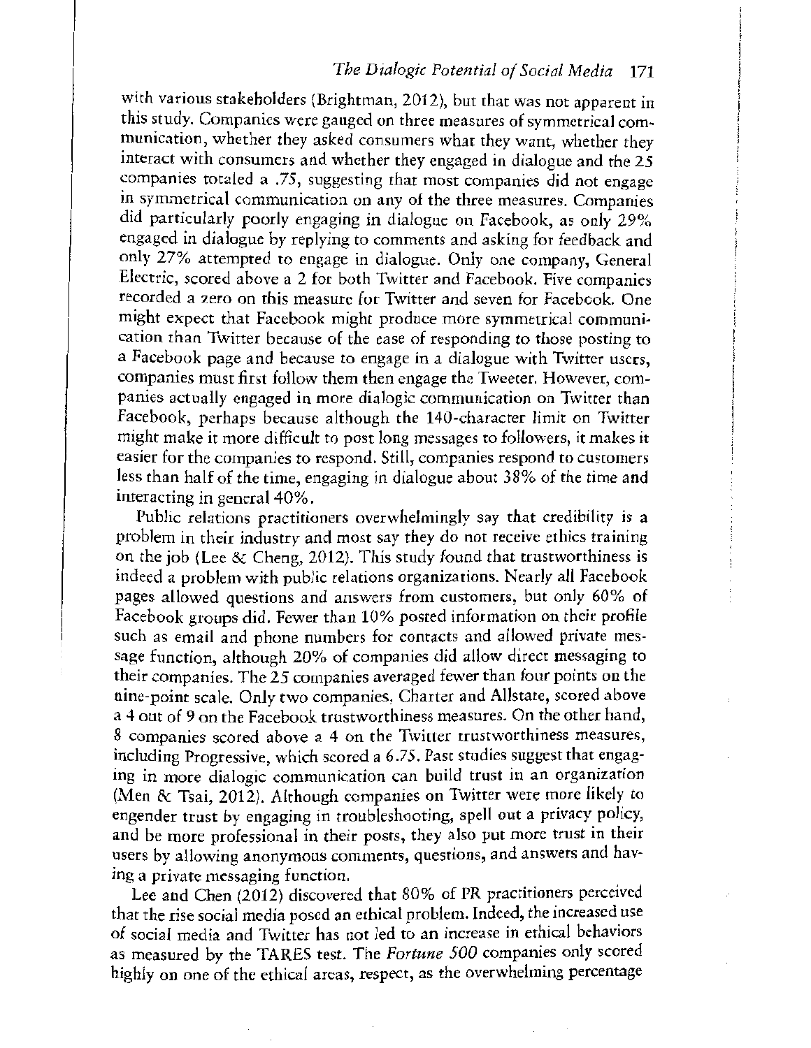with various stakeholders (Brightman, 2012), but that was not apparent in this study. Companies were gauged on three measures of symmetrical communication, whether they asked consumers what they want, whether they interact with consumers and whether they engaged in dialogue and the 25 companies totaled a .75, suggesting that most companies did not engage in symmetrical communication on any of the three measures. Companies did particularly poorly engaging in dialogue on Facebook, as only 29% engaged in dialogue by replying to comments and asking for feedback and only 27% attempted to engage in dialogue. Only one company, General Electric, scored above a 2 for both Twitter and Facebook. Five companies recorded a zero on this measure for Twitter and seven for Facebook. One might expect that Facebook might produce more symmetrical communication than Twitter because of the ease of responding to those posting to a Facebook page and because to engage in a dialogue with Twitter users, companies must first follow them then engage the Tweeter. However, companies actually engaged in more dialogic communication on Twitter than Facebook, perhaps because although the 140-character limit on Twitter might make it more difficult to post long messages to followers, it makes it easier for the companies to respond. Still, companies respond to customers less than half of the time, engaging in dialogue about 38% of the time and interacting in general 40%.

Public relations practitioners overwhelmingly say that credibility is a problem in their industry and most say they do not receive ethics training on the job (Lee & Cheng, 2012). This study found that trustworthiness is indeed a problem with public relations organizations. Nearly all Facebook pages allowed questions and answers from customers, but only 60% of Facebook groups did. Fewer than 10% posted information on their profile such as email and phone numbers for contacts and allowed private message function, although 20% of companies did allow direct messaging to their companies. The 25 companies averaged fewer than four points on the nine-point scale. Only two companies, Charter and Allstate, scored above a 4 out of 9 on the Facebook trustworthiness measures. On the other hand, 8 companies scored above a 4 on the Twitter trustworthiness measures, including Progressive, which scored a 6.75. Past studies suggest that engaging in more dialogic communication can build trust in an organization (Men & Tsai, 2012). Although companies on Twitter were more likely to engender trust by engaging in troubleshooting, spell out a privacy policy, and be more professional in their posts, they also put more trust in their users by allowing anonymous comments, questions, and answers and having a private messaging function.

Lee and Chen (2012) discovered that 80% of PR practitioners perceived that the rise social media posed an ethical problem. Indeed, the increased use of social media and Twitter has not led to an increase in ethical behaviors as measured by the TARES test. The *Fortune 500* companies only scored highly on one of the ethical areas, respect, as the overwhelming percentage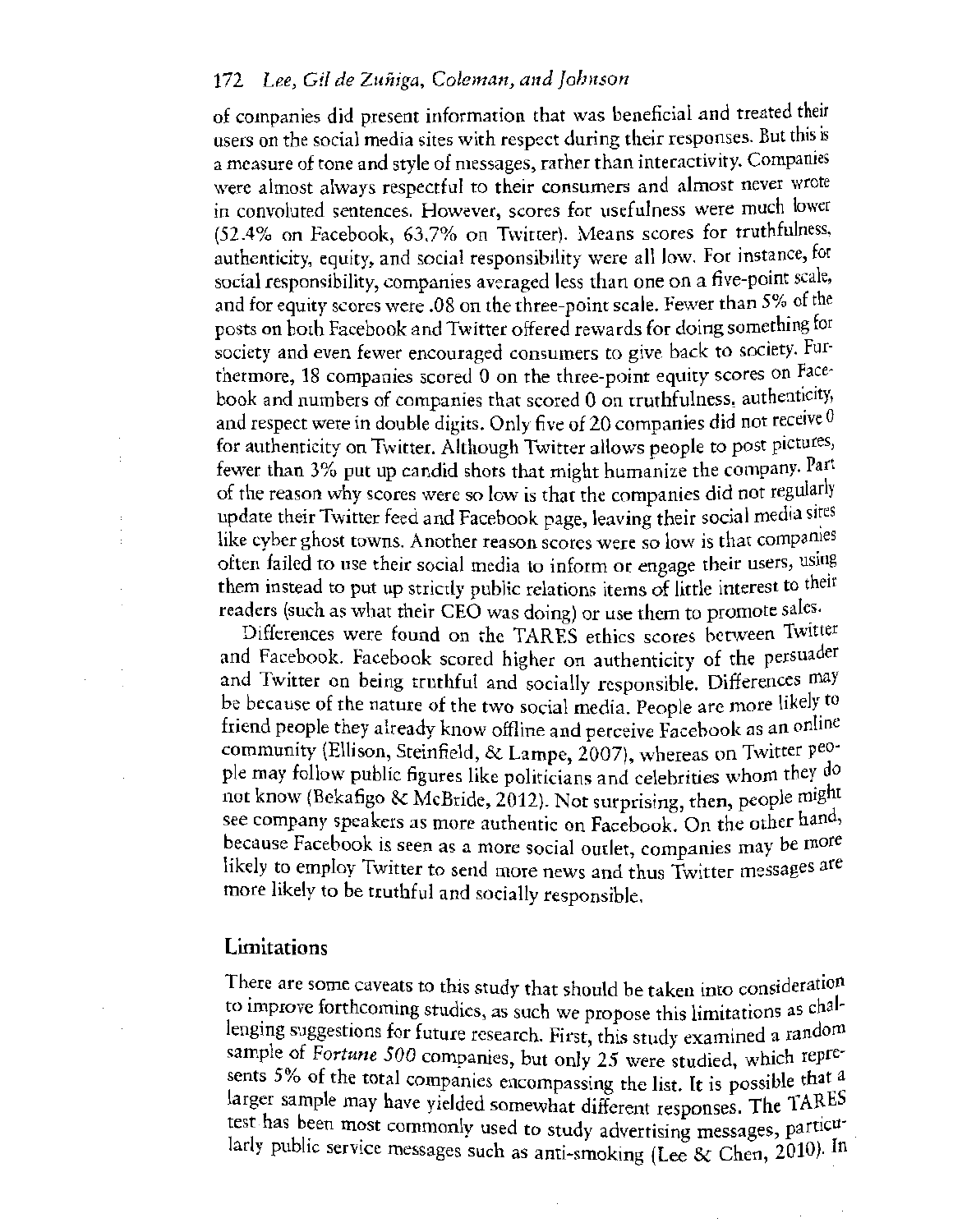of companies did present information that was beneficial and treated their users on the social media sites with respect during their responses. But this is a measure of tone and style of messages, rather than interactivity. Companies were almost always respectful to their consumers and almost never wrote in convoluted sentences. However, scores for usefulness were much lower (52.4% on Facebook, 63.7% on Twitter). Means scores for truthfulness, authenticity, equity, and social responsibility were all low. For instance, for social responsibility, companies averaged less than one on a five-point scale, and for equity scores were .08 on the three-point scale. Fewer than 5% of the posts on both Facebook and Twitter offered rewards for doing something for society and even fewer encouraged consumers to give back to society. Furthermore, 18 companies scored 0 on the three-point equity scores on Facebook and numbers of companies that scored 0 on truthfulness, authenticity, and respect were in double digits. Only five of 20 companies did not receive 0 for authenticity on Twitter. Although Twitter allows people to post pictures, fewer than 3% put up candid shots that might humanize the company. Part of the reason why scores were so low is that the companies did not regularly update their Twitter feed and Facebook page, leaving their social media sites like cyber ghost towns. Another reason scores were so low is that companies often failed to use their social media to inform or engage their users, using them instead to put up strictly public relations items of little interest to their readers (such as what their CEO was doing) or use them to promote sales.

Differences were found on the TARES ethics scores between Twitter and Facebook. Facebook scored higher on authenticity of the persuader and Twitter on being truthful and socially responsible. Differences may be because of the nature of the two social media. People are more likely to friend people they already know offline and perceive Facebook as an online community (Ellison, Steinfield, & Lampe, 2007), whereas on Twitter people may follow public figures like politicians and celebrities whom they do not know (Bekafigo & McBride, 2012). Not surprising, then, people might see company speakers as more authentic on Facebook. On the other hand, because Facebook is seen as a more social outlet, companies may be more likely to employ Twitter to send more news and thus Twitter messages are more likely to be truthful and socially responsible.

## Limitations

There are some caveats to this study that should be taken into consideration to improve forthcoming studies, as such we propose this limitations as challenging suggestions for future research. First, this study examined a random sample of *Fortune 500* companies, but only 25 were studied, which represents 5% of the total companies encompassing the list. It is possible that a larger sample may have yielded somewhat different responses. The TARES test has been most commonly used to study advertising messages, particularly public service messages such as anti-smoking (Lee & Chen, 2010). In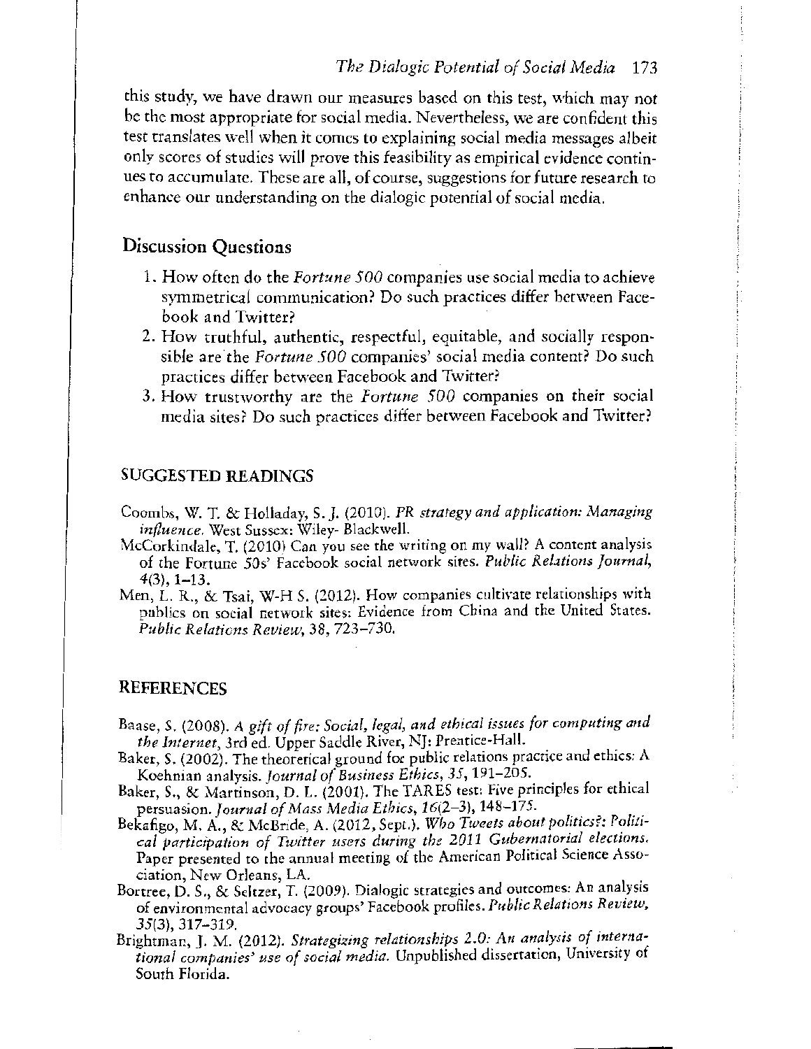this study, we have drawn our measures based on this test, which may not be the most appropriate for social media. Nevertheless, we are confident this test translates well when it comes to explaining social media messages albeit only scores of studies will prove this feasibility as empirical evidence continues to accumulate. These are all, of course, suggestions for future research to enhance our understanding on the dialogic potential of social media.

## Discussion Questions

1. How often do the *Fortune 500* companies use social media to achieve symmetrical communication? Do such practices differ between Facebook and Twitter?
2. How truthful, authentic, respectful, equitable, and socially responsible are the *Fortune 500* companies' social media content? Do such practices differ between Facebook and Twitter?
3. How trustworthy are the *Fortune 500* companies on their social media sites? Do such practices differ between Facebook and Twitter?

## SUGGESTED READINGS

Coombs, W. T. & Holladay, S. J. (2010). *PR strategy and application: Managing influence.* West Sussex: Wiley- Blackwell.

McCorkindale, T. (2010) Can you see the writing on my wall? A content analysis of the Fortune 50s' Facebook social network sites. *Public Relations Journal*, *4*(3), 1–13.

Men, L. R., & Tsai, W-H S. (2012). How companies cultivate relationships with publics on social network sites: Evidence from China and the United States. *Public Relations Review*, 38, 723–730.

## REFERENCES

Baase, S. (2008). *A gift of fire: Social, legal, and ethical issues for computing and the Internet*, 3rd ed. Upper Saddle River, NJ: Prentice-Hall.

Baker, S. (2002). The theoretical ground for public relations practice and ethics: A Koehnian analysis. *Journal of Business Ethics*, *35*, 191–205.

Baker, S., & Martinson, D. L. (2001). The TARES test: Five principles for ethical persuasion. *Journal of Mass Media Ethics*, *16*(2–3), 148–175.

Bekafigo, M. A., & McBride, A. (2012, Sept.). *Who Tweets about politics?: Political participation of Twitter users during the 2011 Gubernatorial elections.* Paper presented to the annual meeting of the American Political Science Association, New Orleans, LA.

Bortree, D. S., & Seltzer, T. (2009). Dialogic strategies and outcomes: An analysis of environmental advocacy groups' Facebook profiles. *Public Relations Review*, *35*(3), 317–319.

Brightman, J. M. (2012). *Strategizing relationships 2.0: An analysis of international companies' use of social media.* Unpublished dissertation, University of South Florida.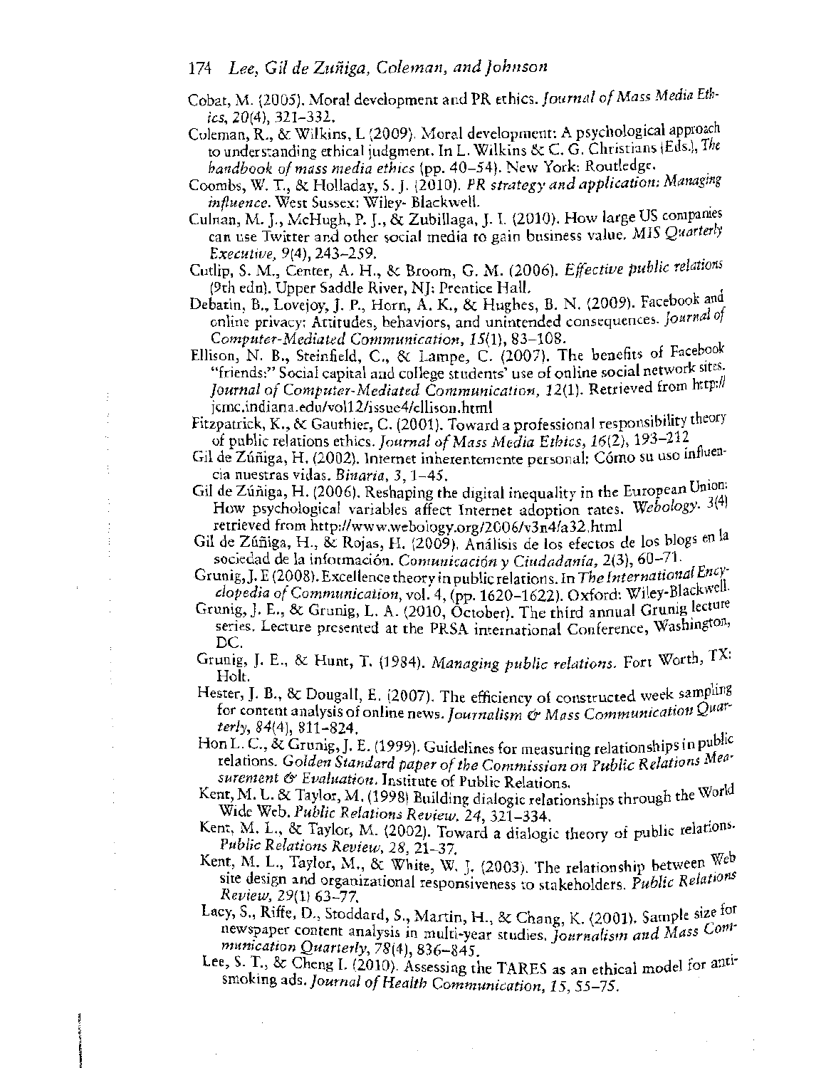Cobat, M. (2005). Moral development and PR ethics. *Journal of Mass Media Ethics, 20*(4), 321–332.

Coleman, R., & Wilkins, L (2009). Moral development: A psychological approach to understanding ethical judgment. In L. Wilkins & C. G. Christians (Eds.), *The handbook of mass media ethics* (pp. 40–54). New York: Routledge.

Coombs, W. T., & Holladay, S. J. (2010). *PR strategy and application: Managing influence*. West Sussex: Wiley- Blackwell.

Culnan, M. J., McHugh, P. J., & Zubillaga, J. I. (2010). How large US companies can use Twitter and other social media to gain business value. *MIS Quarterly Executive, 9*(4), 243–259.

Cutlip, S. M., Center, A. H., & Broom, G. M. (2006). *Effective public relations* (9th edn). Upper Saddle River, NJ: Prentice Hall.

Debatin, B., Lovejoy, J. P., Horn, A. K., & Hughes, B. N. (2009). Facebook and online privacy: Attitudes, behaviors, and unintended consequences. *Journal of Computer-Mediated Communication, 15*(1), 83–108.

Ellison, N. B., Steinfield, C., & Lampe, C. (2007). The benefits of Facebook "friends:" Social capital and college students' use of online social network sites. *Journal of Computer-Mediated Communication, 12*(1). Retrieved from http://jcmc.indiana.edu/vol12/issue4/ellison.html

Fitzpatrick, K., & Gauthier, C. (2001). Toward a professional responsibility theory of public relations ethics. *Journal of Mass Media Ethics, 16*(2), 193–212

Gil de Zúñiga, H. (2002). Internet inherentemente personal: Cómo su uso influencia nuestras vidas. *Binaria, 3*, 1–45.

Gil de Zúñiga, H. (2006). Reshaping the digital inequality in the European Union: How psychological variables affect Internet adoption rates. *Webology*. 3(4) retrieved from http://www.webology.org/2006/v3n4/a32.html

Gil de Zúñiga, H., & Rojas, H. (2009). Análisis de los efectos de los blogs en la sociedad de la información. *Comunicación y Ciudadania, 2*(3), 60–71.

Grunig, J. E (2008). Excellence theory in public relations. In *The International Encyclopedia of Communication*, vol. 4, (pp. 1620–1622). Oxford: Wiley-Blackwell.

Grunig, J. E., & Grunig, L. A. (2010, October). The third annual Grunig lecture series. Lecture presented at the PRSA international Conference, Washington, DC.

Grunig, J. E., & Hunt, T. (1984). *Managing public relations*. Fort Worth, TX: Holt.

Hester, J. B., & Dougall, E. (2007). The efficiency of constructed week sampling for content analysis of online news. *Journalism & Mass Communication Quarterly, 84*(4), 811–824.

Hon L. C., & Grunig, J. E. (1999). Guidelines for measuring relationships in public relations. *Golden Standard paper of the Commission on Public Relations Measurement & Evaluation*. Institute of Public Relations.

Kent, M. L. & Taylor, M. (1998) Building dialogic relationships through the World Wide Web. *Public Relations Review, 24*, 321–334.

Kent, M. L., & Taylor, M. (2002). Toward a dialogic theory of public relations. *Public Relations Review, 28*, 21–37.

Kent, M. L., Taylor, M., & White, W. J. (2003). The relationship between Web site design and organizational responsiveness to stakeholders. *Public Relations Review, 29*(1) 63–77.

Lacy, S., Riffe, D., Stoddard, S., Martin, H., & Chang, K. (2001). Sample size for newspaper content analysis in multi-year studies. *Journalism and Mass Communication Quarterly, 78*(4), 836–845.

Lee, S. T., & Cheng I. (2010). Assessing the TARES as an ethical model for anti-smoking ads. *Journal of Health Communication, 15*, 55–75.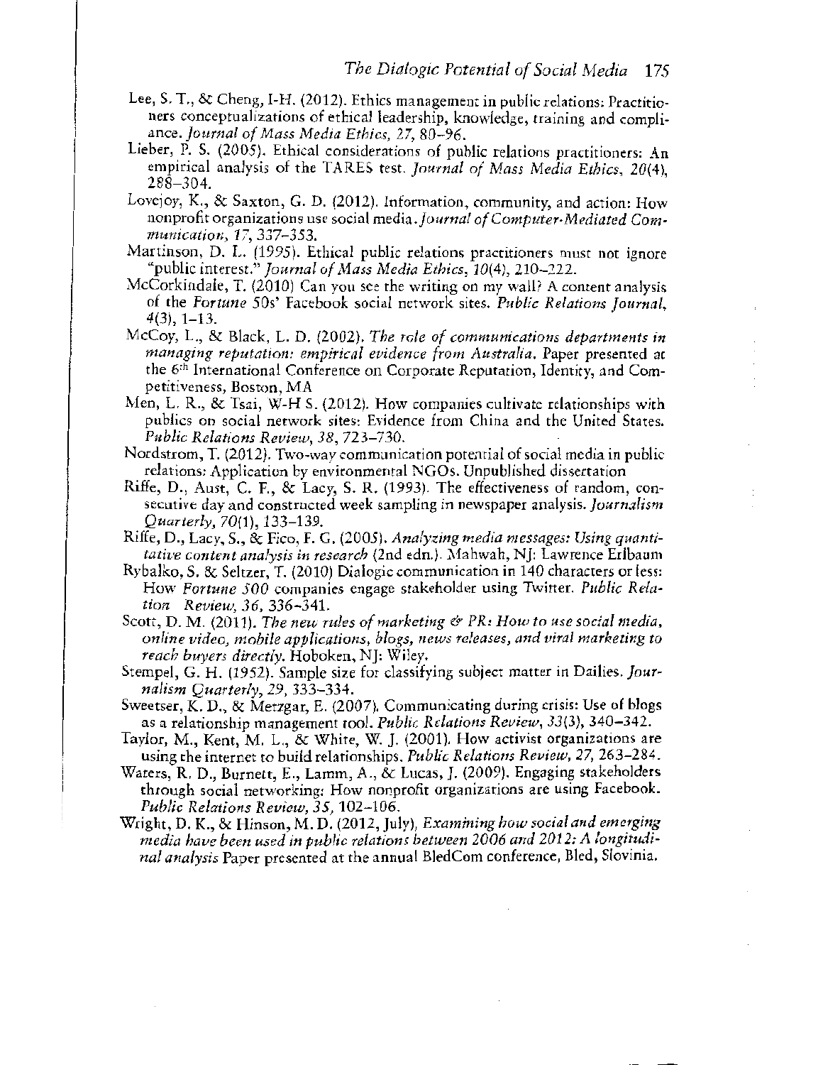Lee, S. T., & Cheng, I-H. (2012). Ethics management in public relations: Practitioners conceptualizations of ethical leadership, knowledge, training and compliance. *Journal of Mass Media Ethics, 27*, 80–96.

Lieber, P. S. (2005). Ethical considerations of public relations practitioners: An empirical analysis of the TARES test. *Journal of Mass Media Ethics, 20*(4), 288–304.

Lovejoy, K., & Saxton, G. D. (2012). Information, community, and action: How nonprofit organizations use social media. *Journal of Computer-Mediated Communication, 17*, 337–353.

Martinson, D. L. (1995). Ethical public relations practitioners must not ignore "public interest." *Journal of Mass Media Ethics, 10*(4), 210–222.

McCorkindale, T. (2010) Can you see the writing on my wall? A content analysis of the *Fortune* 50s' Facebook social network sites. *Public Relations Journal, 4*(3), 1–13.

McCoy, L., & Black, L. D. (2002). *The role of communications departments in managing reputation: empirical evidence from Australia.* Paper presented at the 6th International Conference on Corporate Reputation, Identity, and Competitiveness, Boston, MA

Men, L. R., & Tsai, W-H S. (2012). How companies cultivate relationships with publics on social network sites: Evidence from China and the United States. *Public Relations Review, 38*, 723–730.

Nordstrom, T. (2012). Two-way communication potential of social media in public relations: Application by environmental NGOs. Unpublished dissertation

Riffe, D., Aust, C. F., & Lacy, S. R. (1993). The effectiveness of random, consecutive day and constructed week sampling in newspaper analysis. *Journalism Quarterly, 70*(1), 133–139.

Riffe, D., Lacy, S., & Fico, F. G. (2005). *Analyzing media messages: Using quantitative content analysis in research* (2nd edn.). Mahwah, NJ: Lawrence Erlbaum

Rybalko, S. & Seltzer, T. (2010) Dialogic communication in 140 characters or less: How *Fortune 500* companies engage stakeholder using Twitter. *Public Relation Review, 36*, 336–341.

Scott, D. M. (2011). *The new rules of marketing & PR: How to use social media, online video, mobile applications, blogs, news releases, and viral marketing to reach buyers directly.* Hoboken, NJ: Wiley.

Stempel, G. H. (1952). Sample size for classifying subject matter in Dailies. *Journalism Quarterly, 29*, 333–334.

Sweetser, K. D., & Metzgar, E. (2007). Communicating during crisis: Use of blogs as a relationship management tool. *Public Relations Review, 33*(3), 340–342.

Taylor, M., Kent, M. L., & White, W. J. (2001). How activist organizations are using the internet to build relationships. *Public Relations Review, 27*, 263–284.

Waters, R. D., Burnett, E., Lamm, A., & Lucas, J. (2009). Engaging stakeholders through social networking: How nonprofit organizations are using Facebook. *Public Relations Review, 35*, 102–106.

Wright, D. K., & Hinson, M. D. (2012, July), *Examining how social and emerging media have been used in public relations between 2006 and 2012: A longitudinal analysis* Paper presented at the annual BledCom conference, Bled, Slovinia.